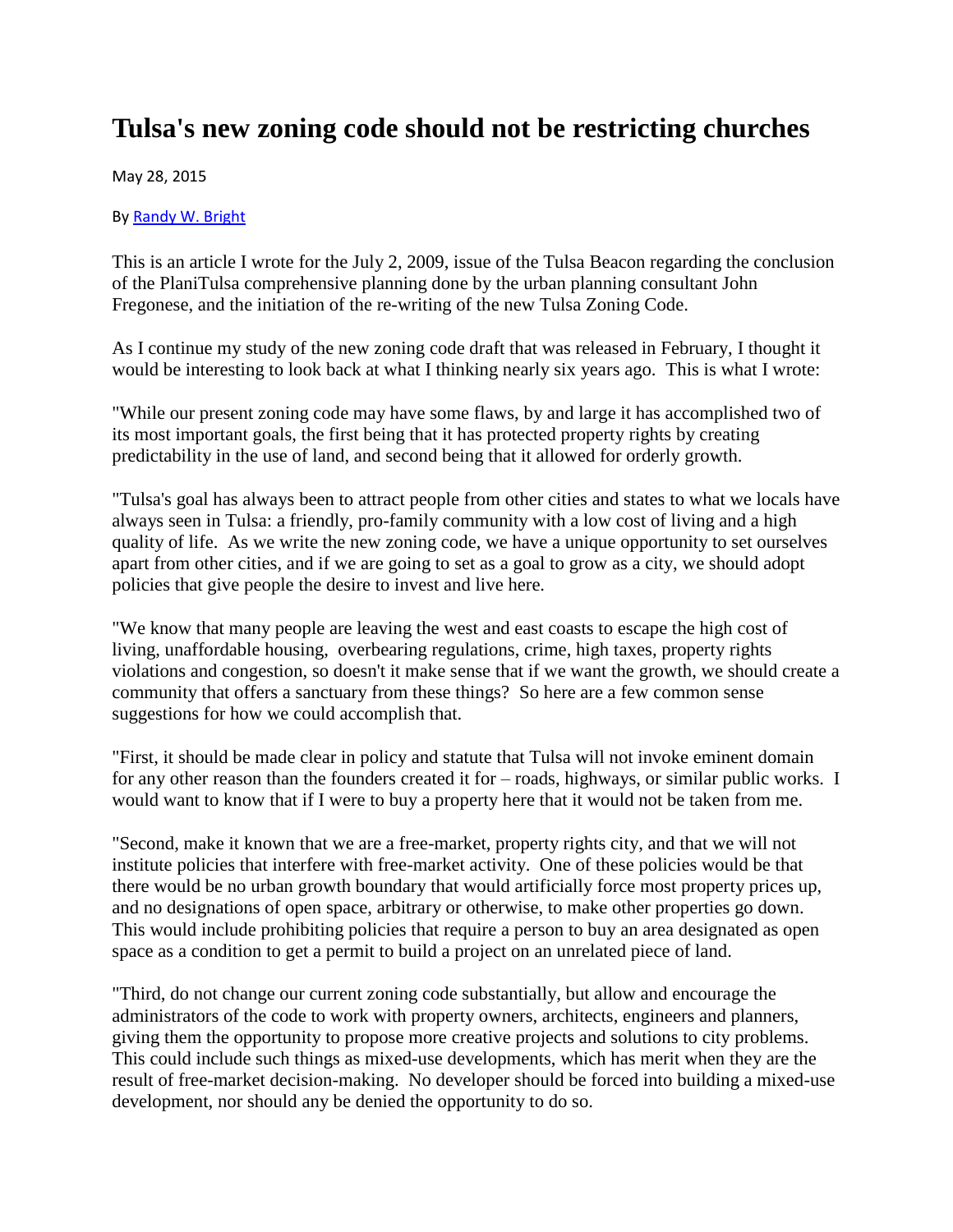# Tulsa's new zoning code should not be restricting churches

May 28, 2015

By [Randy W. Bright]

This is an article I wrote for the July 2, 2009, issue of the Tulsa Beacon regarding the conclusion of the PlaniTulsa comprehensive planning done by the urban planning consultant John Fregonese, and the initiation of the re-writing of the new Tulsa Zoning Code.

As I continue my study of the new zoning code draft that was released in February, I thought it would be interesting to look back at what I thinking nearly six years ago. This is what I wrote:

"While our present zoning code may have some flaws, by and large it has accomplished two of its most important goals, the first being that it has protected property rights by creating predictability in the use of land, and second being that it allowed for orderly growth.

"Tulsa's goal has always been to attract people from other cities and states to what we locals have always seen in Tulsa: a friendly, pro-family community with a low cost of living and a high quality of life. As we write the new zoning code, we have a unique opportunity to set ourselves apart from other cities, and if we are going to set as a goal to grow as a city, we should adopt policies that give people the desire to invest and live here.

"We know that many people are leaving the west and east coasts to escape the high cost of living, unaffordable housing, overbearing regulations, crime, high taxes, property rights violations and congestion, so doesn't it make sense that if we want the growth, we should create a community that offers a sanctuary from these things? So here are a few common sense suggestions for how we could accomplish that.

"First, it should be made clear in policy and statute that Tulsa will not invoke eminent domain for any other reason than the founders created it for – roads, highways, or similar public works. I would want to know that if I were to buy a property here that it would not be taken from me.

"Second, make it known that we are a free-market, property rights city, and that we will not institute policies that interfere with free-market activity. One of these policies would be that there would be no urban growth boundary that would artificially force most property prices up, and no designations of open space, arbitrary or otherwise, to make other properties go down. This would include prohibiting policies that require a person to buy an area designated as open space as a condition to get a permit to build a project on an unrelated piece of land.

"Third, do not change our current zoning code substantially, but allow and encourage the administrators of the code to work with property owners, architects, engineers and planners, giving them the opportunity to propose more creative projects and solutions to city problems. This could include such things as mixed-use developments, which has merit when they are the result of free-market decision-making. No developer should be forced into building a mixed-use development, nor should any be denied the opportunity to do so.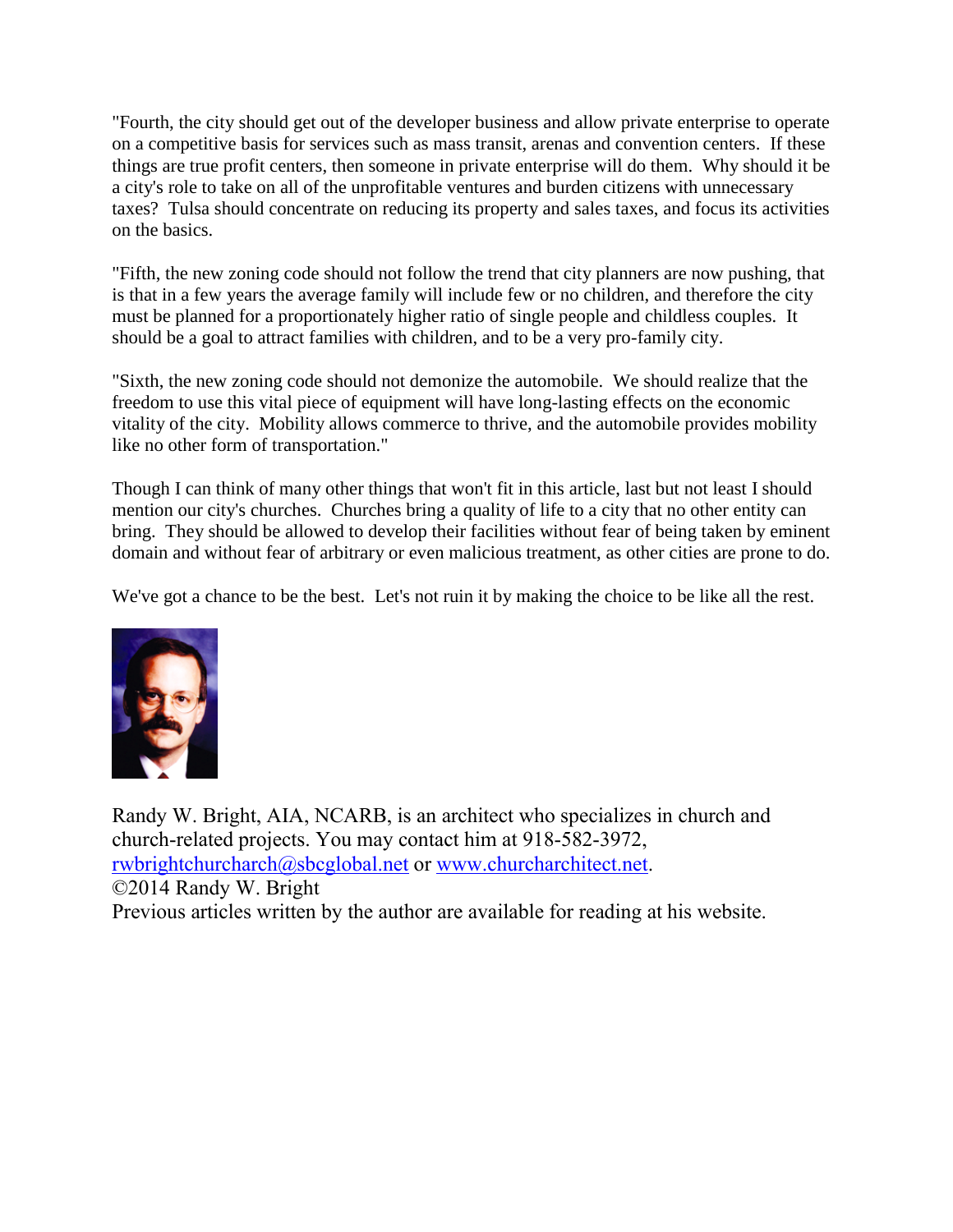"Fourth, the city should get out of the developer business and allow private enterprise to operate on a competitive basis for services such as mass transit, arenas and convention centers. If these things are true profit centers, then someone in private enterprise will do them. Why should it be a city's role to take on all of the unprofitable ventures and burden citizens with unnecessary taxes? Tulsa should concentrate on reducing its property and sales taxes, and focus its activities on the basics.

"Fifth, the new zoning code should not follow the trend that city planners are now pushing, that is that in a few years the average family will include few or no children, and therefore the city must be planned for a proportionately higher ratio of single people and childless couples. It should be a goal to attract families with children, and to be a very pro-family city.

"Sixth, the new zoning code should not demonize the automobile. We should realize that the freedom to use this vital piece of equipment will have long-lasting effects on the economic vitality of the city. Mobility allows commerce to thrive, and the automobile provides mobility like no other form of transportation."

Though I can think of many other things that won't fit in this article, last but not least I should mention our city's churches. Churches bring a quality of life to a city that no other entity can bring. They should be allowed to develop their facilities without fear of being taken by eminent domain and without fear of arbitrary or even malicious treatment, as other cities are prone to do.

We've got a chance to be the best. Let's not ruin it by making the choice to be like all the rest.

Randy W. Bright, AIA, NCARB, is an architect who specializes in church and church-related projects. You may contact him at 918-582-3972, rwbrightchurcharch@sbcglobal.net or www.churcharchitect.net.
©2014 Randy W. Bright
Previous articles written by the author are available for reading at his website.